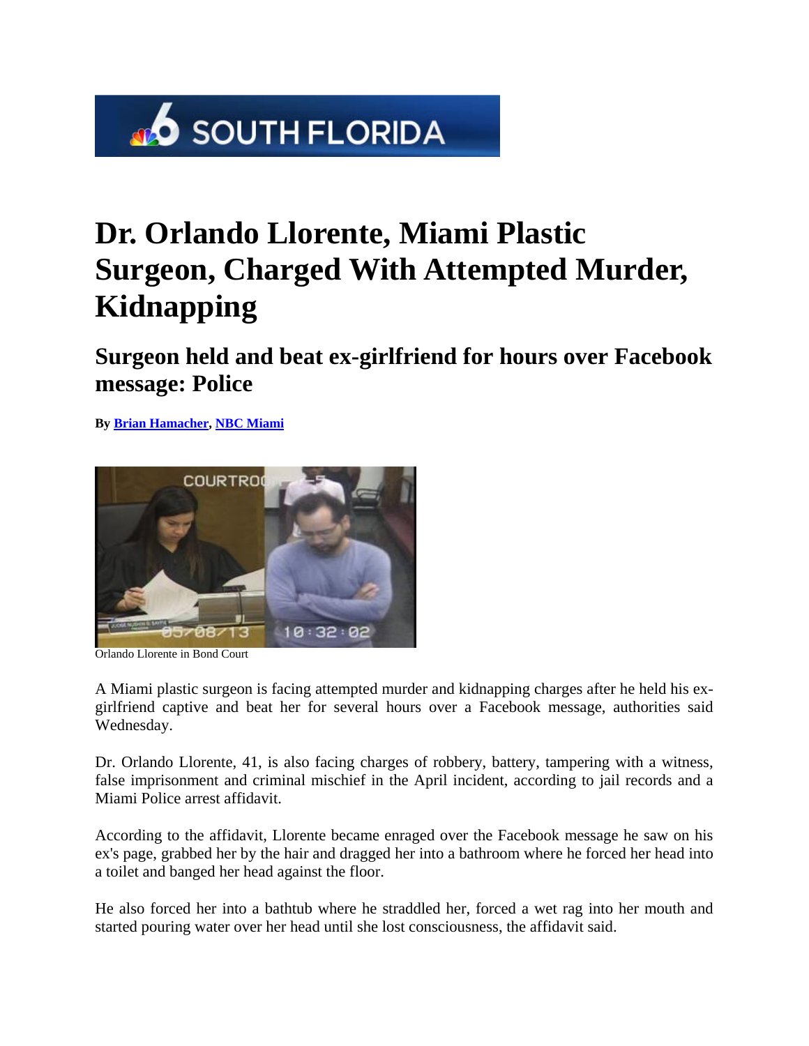# Dr. Orlando Llorente, Miami Plastic Surgeon, Charged With Attempted Murder, Kidnapping

## Surgeon held and beat ex-girlfriend for hours over Facebook message: Police

**By Brian Hamacher, NBC Miami**

Orlando Llorente in Bond Court

A Miami plastic surgeon is facing attempted murder and kidnapping charges after he held his ex-girlfriend captive and beat her for several hours over a Facebook message, authorities said Wednesday.

Dr. Orlando Llorente, 41, is also facing charges of robbery, battery, tampering with a witness, false imprisonment and criminal mischief in the April incident, according to jail records and a Miami Police arrest affidavit.

According to the affidavit, Llorente became enraged over the Facebook message he saw on his ex's page, grabbed her by the hair and dragged her into a bathroom where he forced her head into a toilet and banged her head against the floor.

He also forced her into a bathtub where he straddled her, forced a wet rag into her mouth and started pouring water over her head until she lost consciousness, the affidavit said.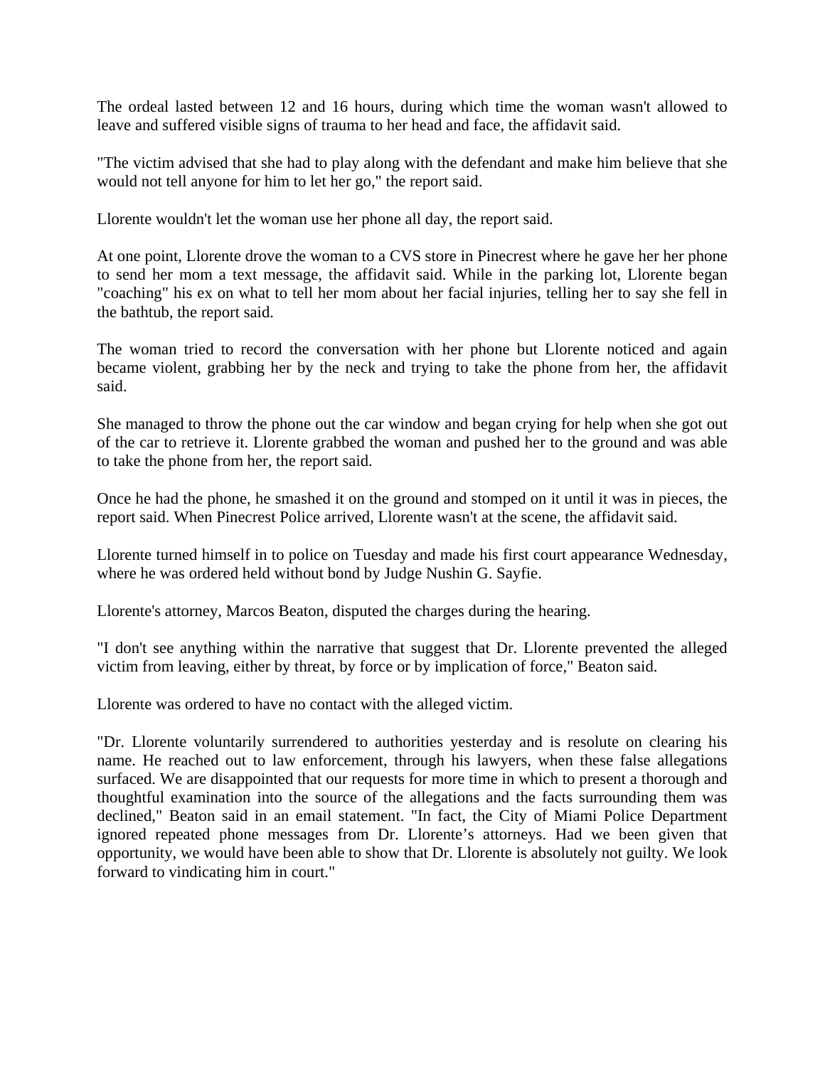The ordeal lasted between 12 and 16 hours, during which time the woman wasn't allowed to leave and suffered visible signs of trauma to her head and face, the affidavit said.

"The victim advised that she had to play along with the defendant and make him believe that she would not tell anyone for him to let her go," the report said.

Llorente wouldn't let the woman use her phone all day, the report said.

At one point, Llorente drove the woman to a CVS store in Pinecrest where he gave her her phone to send her mom a text message, the affidavit said. While in the parking lot, Llorente began "coaching" his ex on what to tell her mom about her facial injuries, telling her to say she fell in the bathtub, the report said.

The woman tried to record the conversation with her phone but Llorente noticed and again became violent, grabbing her by the neck and trying to take the phone from her, the affidavit said.

She managed to throw the phone out the car window and began crying for help when she got out of the car to retrieve it. Llorente grabbed the woman and pushed her to the ground and was able to take the phone from her, the report said.

Once he had the phone, he smashed it on the ground and stomped on it until it was in pieces, the report said. When Pinecrest Police arrived, Llorente wasn't at the scene, the affidavit said.

Llorente turned himself in to police on Tuesday and made his first court appearance Wednesday, where he was ordered held without bond by Judge Nushin G. Sayfie.

Llorente's attorney, Marcos Beaton, disputed the charges during the hearing.

"I don't see anything within the narrative that suggest that Dr. Llorente prevented the alleged victim from leaving, either by threat, by force or by implication of force," Beaton said.

Llorente was ordered to have no contact with the alleged victim.

"Dr. Llorente voluntarily surrendered to authorities yesterday and is resolute on clearing his name. He reached out to law enforcement, through his lawyers, when these false allegations surfaced. We are disappointed that our requests for more time in which to present a thorough and thoughtful examination into the source of the allegations and the facts surrounding them was declined," Beaton said in an email statement. "In fact, the City of Miami Police Department ignored repeated phone messages from Dr. Llorente's attorneys. Had we been given that opportunity, we would have been able to show that Dr. Llorente is absolutely not guilty. We look forward to vindicating him in court."